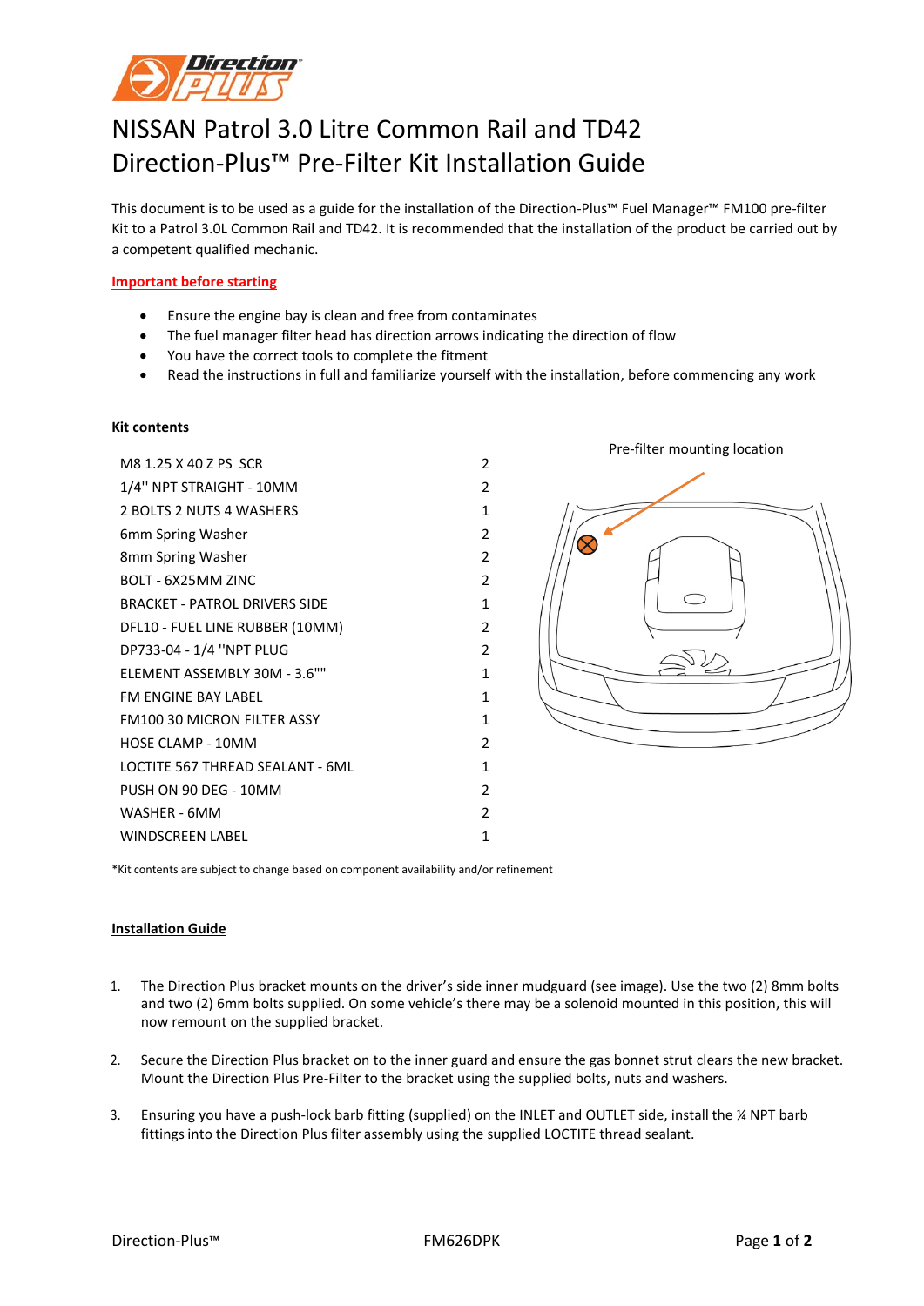# NISSAN Patrol 3.0 Litre Common Rail and TD42
# Direction-Plus™ Pre-Filter Kit Installation Guide

This document is to be used as a guide for the installation of the Direction-Plus™ Fuel Manager™ FM100 pre-filter Kit to a Patrol 3.0L Common Rail and TD42. It is recommended that the installation of the product be carried out by a competent qualified mechanic.

**Important before starting**

- Ensure the engine bay is clean and free from contaminates
- The fuel manager filter head has direction arrows indicating the direction of flow
- You have the correct tools to complete the fitment
- Read the instructions in full and familiarize yourself with the installation, before commencing any work

**Kit contents**

| Item | Qty |
|---|---|
| M8 1.25 X 40 Z PS SCR | 2 |
| 1/4'' NPT STRAIGHT - 10MM | 2 |
| 2 BOLTS 2 NUTS 4 WASHERS | 1 |
| 6mm Spring Washer | 2 |
| 8mm Spring Washer | 2 |
| BOLT - 6X25MM ZINC | 2 |
| BRACKET - PATROL DRIVERS SIDE | 1 |
| DFL10 - FUEL LINE RUBBER (10MM) | 2 |
| DP733-04 - 1/4 ''NPT PLUG | 2 |
| ELEMENT ASSEMBLY 30M - 3.6"" | 1 |
| FM ENGINE BAY LABEL | 1 |
| FM100 30 MICRON FILTER ASSY | 1 |
| HOSE CLAMP - 10MM | 2 |
| LOCTITE 567 THREAD SEALANT - 6ML | 1 |
| PUSH ON 90 DEG - 10MM | 2 |
| WASHER - 6MM | 2 |
| WINDSCREEN LABEL | 1 |

Pre-filter mounting location

*Kit contents are subject to change based on component availability and/or refinement

**Installation Guide**

1. The Direction Plus bracket mounts on the driver's side inner mudguard (see image). Use the two (2) 8mm bolts and two (2) 6mm bolts supplied. On some vehicle's there may be a solenoid mounted in this position, this will now remount on the supplied bracket.

2. Secure the Direction Plus bracket on to the inner guard and ensure the gas bonnet strut clears the new bracket. Mount the Direction Plus Pre-Filter to the bracket using the supplied bolts, nuts and washers.

3. Ensuring you have a push-lock barb fitting (supplied) on the INLET and OUTLET side, install the ¼ NPT barb fittings into the Direction Plus filter assembly using the supplied LOCTITE thread sealant.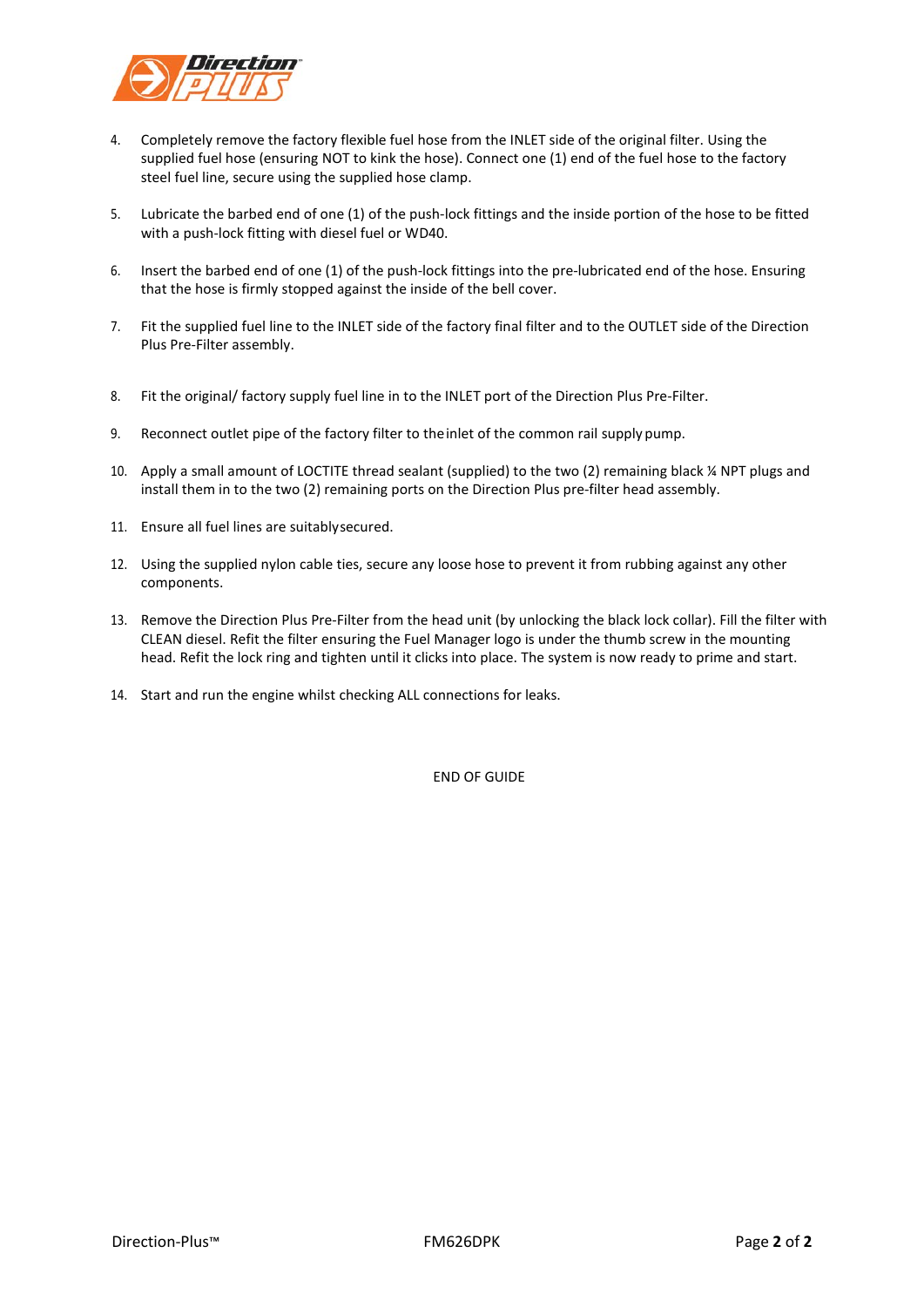4. Completely remove the factory flexible fuel hose from the INLET side of the original filter. Using the supplied fuel hose (ensuring NOT to kink the hose). Connect one (1) end of the fuel hose to the factory steel fuel line, secure using the supplied hose clamp.

5. Lubricate the barbed end of one (1) of the push-lock fittings and the inside portion of the hose to be fitted with a push-lock fitting with diesel fuel or WD40.

6. Insert the barbed end of one (1) of the push-lock fittings into the pre-lubricated end of the hose. Ensuring that the hose is firmly stopped against the inside of the bell cover.

7. Fit the supplied fuel line to the INLET side of the factory final filter and to the OUTLET side of the Direction Plus Pre-Filter assembly.

8. Fit the original/ factory supply fuel line in to the INLET port of the Direction Plus Pre-Filter.

9. Reconnect outlet pipe of the factory filter to the inlet of the common rail supply pump.

10. Apply a small amount of LOCTITE thread sealant (supplied) to the two (2) remaining black ¼ NPT plugs and install them in to the two (2) remaining ports on the Direction Plus pre-filter head assembly.

11. Ensure all fuel lines are suitably secured.

12. Using the supplied nylon cable ties, secure any loose hose to prevent it from rubbing against any other components.

13. Remove the Direction Plus Pre-Filter from the head unit (by unlocking the black lock collar). Fill the filter with CLEAN diesel. Refit the filter ensuring the Fuel Manager logo is under the thumb screw in the mounting head. Refit the lock ring and tighten until it clicks into place. The system is now ready to prime and start.

14. Start and run the engine whilst checking ALL connections for leaks.

END OF GUIDE